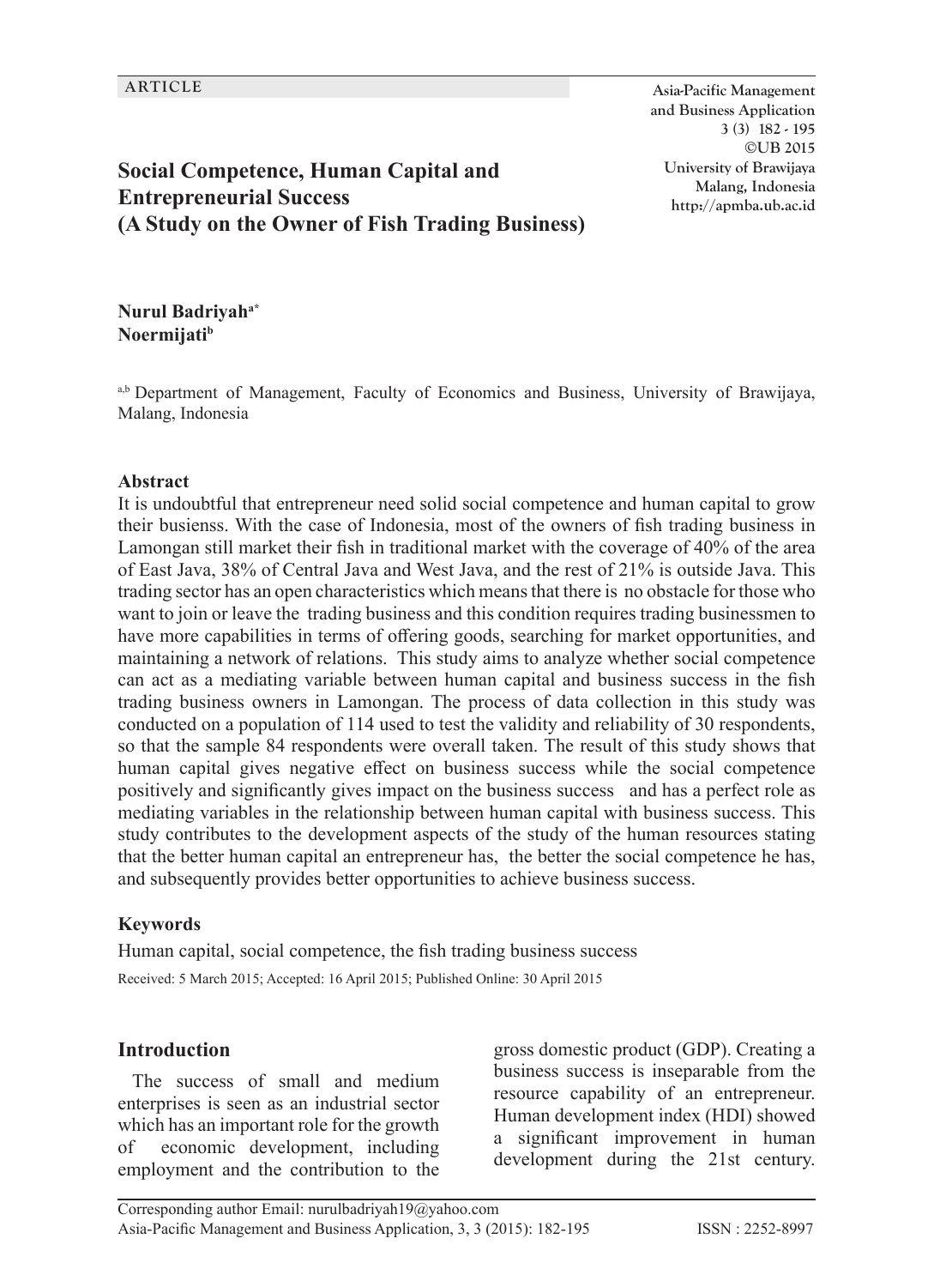ARTICLE

# Social Competence, Human Capital and Entrepreneurial Success (A Study on the Owner of Fish Trading Business)

**Nurul Badriyah**[a*]
**Noermijati**[b]

[a,b] Department of Management, Faculty of Economics and Business, University of Brawijaya, Malang, Indonesia

### Abstract

It is undoubtful that entrepreneur need solid social competence and human capital to grow their busienss. With the case of Indonesia, most of the owners of fish trading business in Lamongan still market their fish in traditional market with the coverage of 40% of the area of East Java, 38% of Central Java and West Java, and the rest of 21% is outside Java. This trading sector has an open characteristics which means that there is no obstacle for those who want to join or leave the trading business and this condition requires trading businessmen to have more capabilities in terms of offering goods, searching for market opportunities, and maintaining a network of relations. This study aims to analyze whether social competence can act as a mediating variable between human capital and business success in the fish trading business owners in Lamongan. The process of data collection in this study was conducted on a population of 114 used to test the validity and reliability of 30 respondents, so that the sample 84 respondents were overall taken. The result of this study shows that human capital gives negative effect on business success while the social competence positively and significantly gives impact on the business success and has a perfect role as mediating variables in the relationship between human capital with business success. This study contributes to the development aspects of the study of the human resources stating that the better human capital an entrepreneur has, the better the social competence he has, and subsequently provides better opportunities to achieve business success.

### Keywords

Human capital, social competence, the fish trading business success

Received: 5 March 2015; Accepted: 16 April 2015; Published Online: 30 April 2015

## Introduction

The success of small and medium enterprises is seen as an industrial sector which has an important role for the growth of economic development, including employment and the contribution to the gross domestic product (GDP). Creating a business success is inseparable from the resource capability of an entrepreneur. Human development index (HDI) showed a significant improvement in human development during the 21st century.

Corresponding author Email: nurulbadriyah19@yahoo.com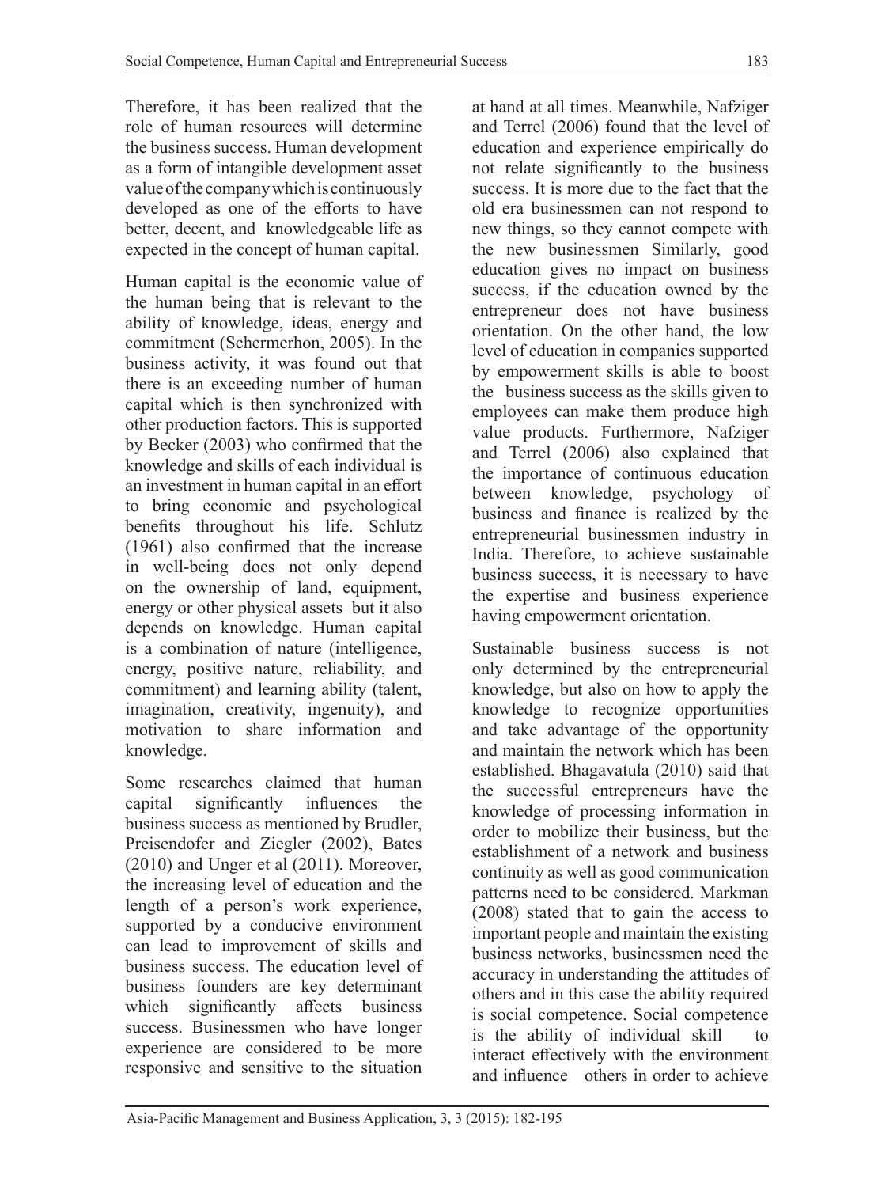Therefore, it has been realized that the role of human resources will determine the business success. Human development as a form of intangible development asset value of the company which is continuously developed as one of the efforts to have better, decent, and knowledgeable life as expected in the concept of human capital.

Human capital is the economic value of the human being that is relevant to the ability of knowledge, ideas, energy and commitment (Schermerhon, 2005). In the business activity, it was found out that there is an exceeding number of human capital which is then synchronized with other production factors. This is supported by Becker (2003) who confirmed that the knowledge and skills of each individual is an investment in human capital in an effort to bring economic and psychological benefits throughout his life. Schlutz (1961) also confirmed that the increase in well-being does not only depend on the ownership of land, equipment, energy or other physical assets but it also depends on knowledge. Human capital is a combination of nature (intelligence, energy, positive nature, reliability, and commitment) and learning ability (talent, imagination, creativity, ingenuity), and motivation to share information and knowledge.

Some researches claimed that human capital significantly influences the business success as mentioned by Brudler, Preisendofer and Ziegler (2002), Bates (2010) and Unger et al (2011). Moreover, the increasing level of education and the length of a person's work experience, supported by a conducive environment can lead to improvement of skills and business success. The education level of business founders are key determinant which significantly affects business success. Businessmen who have longer experience are considered to be more responsive and sensitive to the situation at hand at all times. Meanwhile, Nafziger and Terrel (2006) found that the level of education and experience empirically do not relate significantly to the business success. It is more due to the fact that the old era businessmen can not respond to new things, so they cannot compete with the new businessmen Similarly, good education gives no impact on business success, if the education owned by the entrepreneur does not have business orientation. On the other hand, the low level of education in companies supported by empowerment skills is able to boost the business success as the skills given to employees can make them produce high value products. Furthermore, Nafziger and Terrel (2006) also explained that the importance of continuous education between knowledge, psychology of business and finance is realized by the entrepreneurial businessmen industry in India. Therefore, to achieve sustainable business success, it is necessary to have the expertise and business experience having empowerment orientation.

Sustainable business success is not only determined by the entrepreneurial knowledge, but also on how to apply the knowledge to recognize opportunities and take advantage of the opportunity and maintain the network which has been established. Bhagavatula (2010) said that the successful entrepreneurs have the knowledge of processing information in order to mobilize their business, but the establishment of a network and business continuity as well as good communication patterns need to be considered. Markman (2008) stated that to gain the access to important people and maintain the existing business networks, businessmen need the accuracy in understanding the attitudes of others and in this case the ability required is social competence. Social competence is the ability of individual skill to interact effectively with the environment and influence others in order to achieve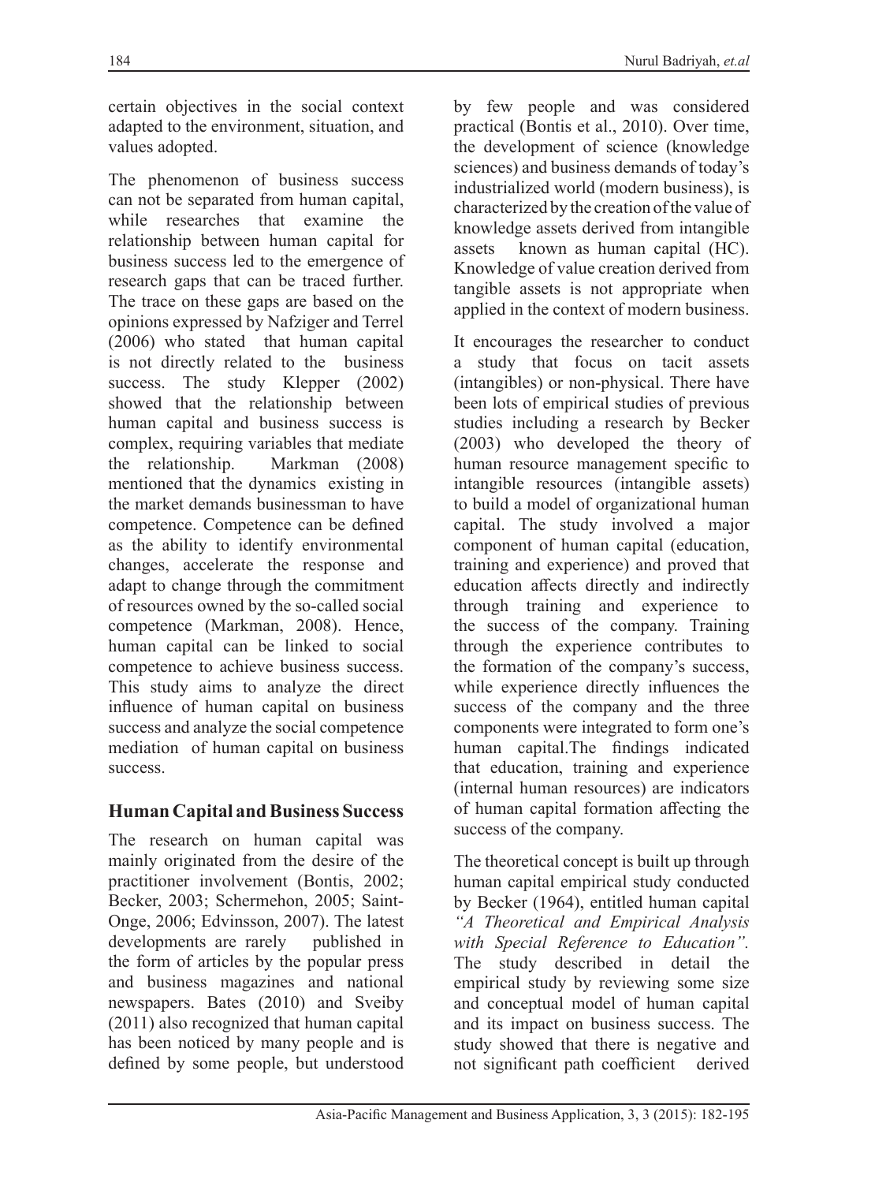certain objectives in the social context adapted to the environment, situation, and values adopted.

The phenomenon of business success can not be separated from human capital, while researches that examine the relationship between human capital for business success led to the emergence of research gaps that can be traced further. The trace on these gaps are based on the opinions expressed by Nafziger and Terrel (2006) who stated that human capital is not directly related to the business success. The study Klepper (2002) showed that the relationship between human capital and business success is complex, requiring variables that mediate the relationship. Markman (2008) mentioned that the dynamics existing in the market demands businessman to have competence. Competence can be defined as the ability to identify environmental changes, accelerate the response and adapt to change through the commitment of resources owned by the so-called social competence (Markman, 2008). Hence, human capital can be linked to social competence to achieve business success. This study aims to analyze the direct influence of human capital on business success and analyze the social competence mediation of human capital on business success.

## Human Capital and Business Success

The research on human capital was mainly originated from the desire of the practitioner involvement (Bontis, 2002; Becker, 2003; Schermehon, 2005; Saint-Onge, 2006; Edvinsson, 2007). The latest developments are rarely published in the form of articles by the popular press and business magazines and national newspapers. Bates (2010) and Sveiby (2011) also recognized that human capital has been noticed by many people and is defined by some people, but understood by few people and was considered practical (Bontis et al., 2010). Over time, the development of science (knowledge sciences) and business demands of today's industrialized world (modern business), is characterized by the creation of the value of knowledge assets derived from intangible assets known as human capital (HC). Knowledge of value creation derived from tangible assets is not appropriate when applied in the context of modern business.

It encourages the researcher to conduct a study that focus on tacit assets (intangibles) or non-physical. There have been lots of empirical studies of previous studies including a research by Becker (2003) who developed the theory of human resource management specific to intangible resources (intangible assets) to build a model of organizational human capital. The study involved a major component of human capital (education, training and experience) and proved that education affects directly and indirectly through training and experience to the success of the company. Training through the experience contributes to the formation of the company's success, while experience directly influences the success of the company and the three components were integrated to form one's human capital.The findings indicated that education, training and experience (internal human resources) are indicators of human capital formation affecting the success of the company.

The theoretical concept is built up through human capital empirical study conducted by Becker (1964), entitled human capital *"A Theoretical and Empirical Analysis with Special Reference to Education".* The study described in detail the empirical study by reviewing some size and conceptual model of human capital and its impact on business success. The study showed that there is negative and not significant path coefficient derived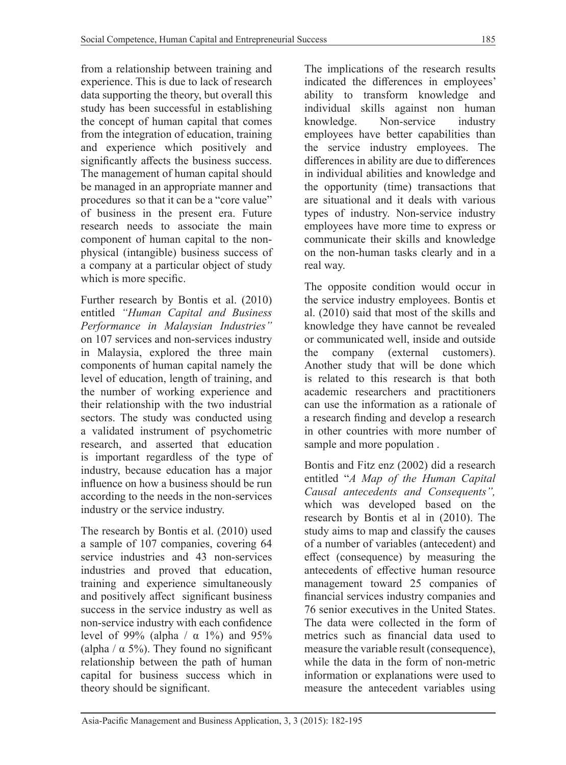from a relationship between training and experience. This is due to lack of research data supporting the theory, but overall this study has been successful in establishing the concept of human capital that comes from the integration of education, training and experience which positively and significantly affects the business success. The management of human capital should be managed in an appropriate manner and procedures so that it can be a "core value" of business in the present era. Future research needs to associate the main component of human capital to the non-physical (intangible) business success of a company at a particular object of study which is more specific.

Further research by Bontis et al. (2010) entitled *"Human Capital and Business Performance in Malaysian Industries"* on 107 services and non-services industry in Malaysia, explored the three main components of human capital namely the level of education, length of training, and the number of working experience and their relationship with the two industrial sectors. The study was conducted using a validated instrument of psychometric research, and asserted that education is important regardless of the type of industry, because education has a major influence on how a business should be run according to the needs in the non-services industry or the service industry.

The research by Bontis et al. (2010) used a sample of 107 companies, covering 64 service industries and 43 non-services industries and proved that education, training and experience simultaneously and positively affect significant business success in the service industry as well as non-service industry with each confidence level of 99% (alpha / $\alpha$ 1%) and 95% (alpha / $\alpha$ 5%). They found no significant relationship between the path of human capital for business success which in theory should be significant.

The implications of the research results indicated the differences in employees' ability to transform knowledge and individual skills against non human knowledge. Non-service industry employees have better capabilities than the service industry employees. The differences in ability are due to differences in individual abilities and knowledge and the opportunity (time) transactions that are situational and it deals with various types of industry. Non-service industry employees have more time to express or communicate their skills and knowledge on the non-human tasks clearly and in a real way.

The opposite condition would occur in the service industry employees. Bontis et al. (2010) said that most of the skills and knowledge they have cannot be revealed or communicated well, inside and outside the company (external customers). Another study that will be done which is related to this research is that both academic researchers and practitioners can use the information as a rationale of a research finding and develop a research in other countries with more number of sample and more population .

Bontis and Fitz enz (2002) did a research entitled "*A Map of the Human Capital Causal antecedents and Consequents",* which was developed based on the research by Bontis et al in (2010). The study aims to map and classify the causes of a number of variables (antecedent) and effect (consequence) by measuring the antecedents of effective human resource management toward 25 companies of financial services industry companies and 76 senior executives in the United States. The data were collected in the form of metrics such as financial data used to measure the variable result (consequence), while the data in the form of non-metric information or explanations were used to measure the antecedent variables using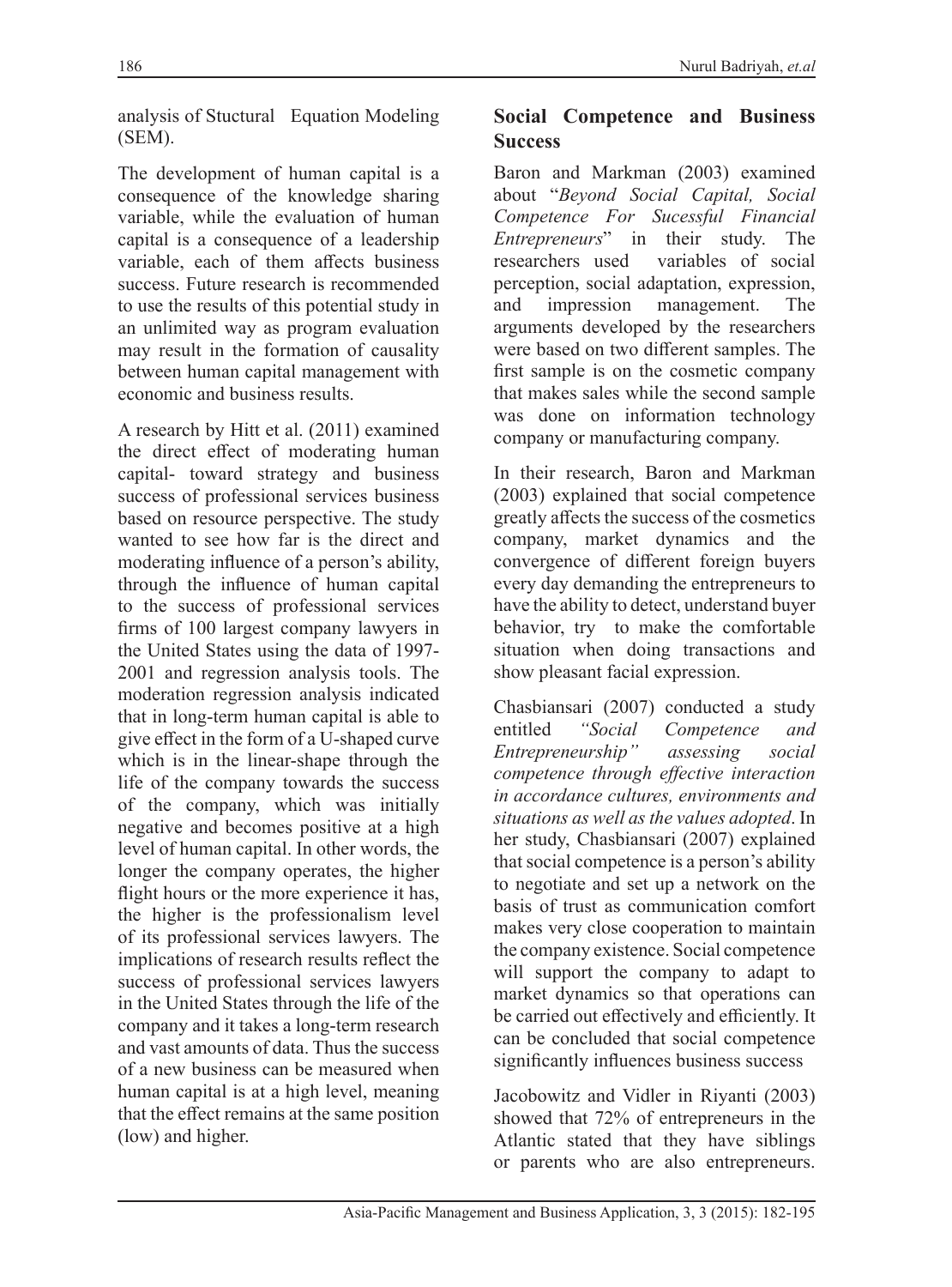analysis of Stuctural Equation Modeling (SEM).

The development of human capital is a consequence of the knowledge sharing variable, while the evaluation of human capital is a consequence of a leadership variable, each of them affects business success. Future research is recommended to use the results of this potential study in an unlimited way as program evaluation may result in the formation of causality between human capital management with economic and business results.

A research by Hitt et al. (2011) examined the direct effect of moderating human capital- toward strategy and business success of professional services business based on resource perspective. The study wanted to see how far is the direct and moderating influence of a person's ability, through the influence of human capital to the success of professional services firms of 100 largest company lawyers in the United States using the data of 1997-2001 and regression analysis tools. The moderation regression analysis indicated that in long-term human capital is able to give effect in the form of a U-shaped curve which is in the linear-shape through the life of the company towards the success of the company, which was initially negative and becomes positive at a high level of human capital. In other words, the longer the company operates, the higher flight hours or the more experience it has, the higher is the professionalism level of its professional services lawyers. The implications of research results reflect the success of professional services lawyers in the United States through the life of the company and it takes a long-term research and vast amounts of data. Thus the success of a new business can be measured when human capital is at a high level, meaning that the effect remains at the same position (low) and higher.

## Social Competence and Business Success

Baron and Markman (2003) examined about "*Beyond Social Capital, Social Competence For Sucessful Financial Entrepreneurs*" in their study. The researchers used variables of social perception, social adaptation, expression, and impression management. The arguments developed by the researchers were based on two different samples. The first sample is on the cosmetic company that makes sales while the second sample was done on information technology company or manufacturing company.

In their research, Baron and Markman (2003) explained that social competence greatly affects the success of the cosmetics company, market dynamics and the convergence of different foreign buyers every day demanding the entrepreneurs to have the ability to detect, understand buyer behavior, try to make the comfortable situation when doing transactions and show pleasant facial expression.

Chasbiansari (2007) conducted a study entitled *"Social Competence and Entrepreneurship" assessing social competence through effective interaction in accordance cultures, environments and situations as well as the values adopted*. In her study, Chasbiansari (2007) explained that social competence is a person's ability to negotiate and set up a network on the basis of trust as communication comfort makes very close cooperation to maintain the company existence. Social competence will support the company to adapt to market dynamics so that operations can be carried out effectively and efficiently. It can be concluded that social competence significantly influences business success

Jacobowitz and Vidler in Riyanti (2003) showed that 72% of entrepreneurs in the Atlantic stated that they have siblings or parents who are also entrepreneurs.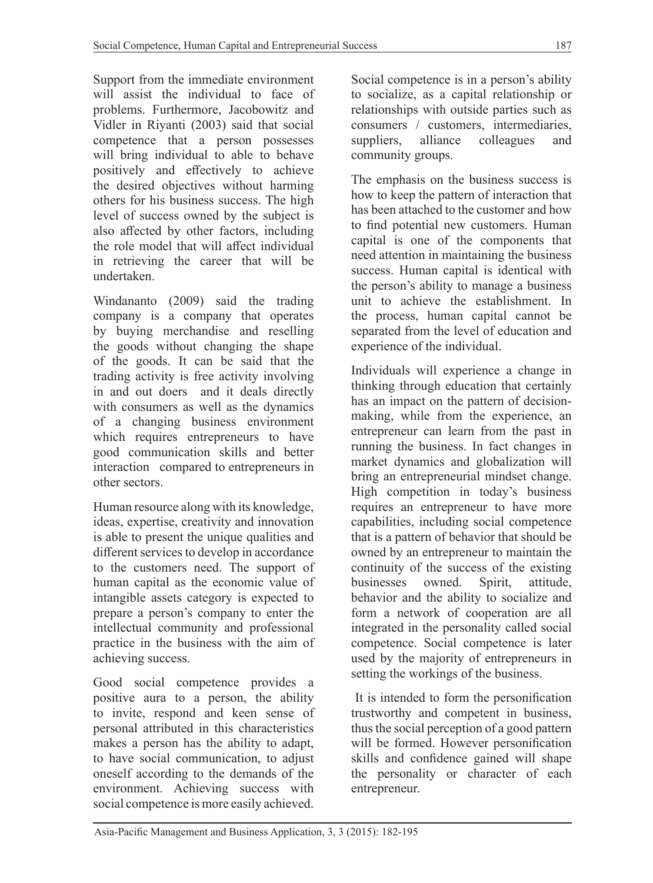Support from the immediate environment will assist the individual to face of problems. Furthermore, Jacobowitz and Vidler in Riyanti (2003) said that social competence that a person possesses will bring individual to able to behave positively and effectively to achieve the desired objectives without harming others for his business success. The high level of success owned by the subject is also affected by other factors, including the role model that will affect individual in retrieving the career that will be undertaken.

Windananto (2009) said the trading company is a company that operates by buying merchandise and reselling the goods without changing the shape of the goods. It can be said that the trading activity is free activity involving in and out doers and it deals directly with consumers as well as the dynamics of a changing business environment which requires entrepreneurs to have good communication skills and better interaction compared to entrepreneurs in other sectors.

Human resource along with its knowledge, ideas, expertise, creativity and innovation is able to present the unique qualities and different services to develop in accordance to the customers need. The support of human capital as the economic value of intangible assets category is expected to prepare a person's company to enter the intellectual community and professional practice in the business with the aim of achieving success.

Good social competence provides a positive aura to a person, the ability to invite, respond and keen sense of personal attributed in this characteristics makes a person has the ability to adapt, to have social communication, to adjust oneself according to the demands of the environment. Achieving success with social competence is more easily achieved.

Social competence is in a person's ability to socialize, as a capital relationship or relationships with outside parties such as consumers / customers, intermediaries, suppliers, alliance colleagues and community groups.

The emphasis on the business success is how to keep the pattern of interaction that has been attached to the customer and how to find potential new customers. Human capital is one of the components that need attention in maintaining the business success. Human capital is identical with the person's ability to manage a business unit to achieve the establishment. In the process, human capital cannot be separated from the level of education and experience of the individual.

Individuals will experience a change in thinking through education that certainly has an impact on the pattern of decision-making, while from the experience, an entrepreneur can learn from the past in running the business. In fact changes in market dynamics and globalization will bring an entrepreneurial mindset change. High competition in today's business requires an entrepreneur to have more capabilities, including social competence that is a pattern of behavior that should be owned by an entrepreneur to maintain the continuity of the success of the existing businesses owned. Spirit, attitude, behavior and the ability to socialize and form a network of cooperation are all integrated in the personality called social competence. Social competence is later used by the majority of entrepreneurs in setting the workings of the business.

It is intended to form the personification trustworthy and competent in business, thus the social perception of a good pattern will be formed. However personification skills and confidence gained will shape the personality or character of each entrepreneur.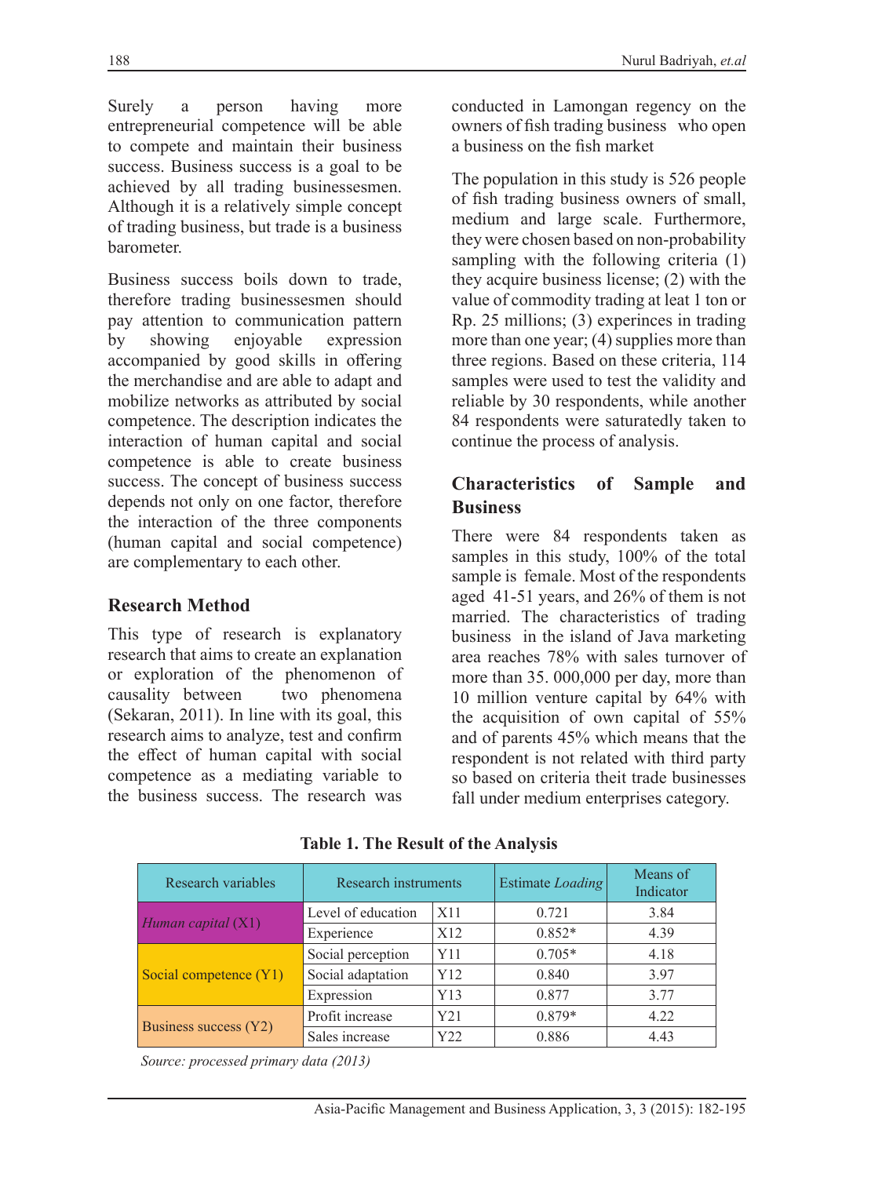Surely a person having more entrepreneurial competence will be able to compete and maintain their business success. Business success is a goal to be achieved by all trading businessesmen. Although it is a relatively simple concept of trading business, but trade is a business barometer.

Business success boils down to trade, therefore trading businessesmen should pay attention to communication pattern by showing enjoyable expression accompanied by good skills in offering the merchandise and are able to adapt and mobilize networks as attributed by social competence. The description indicates the interaction of human capital and social competence is able to create business success. The concept of business success depends not only on one factor, therefore the interaction of the three components (human capital and social competence) are complementary to each other.

## Research Method

This type of research is explanatory research that aims to create an explanation or exploration of the phenomenon of causality between two phenomena (Sekaran, 2011). In line with its goal, this research aims to analyze, test and confirm the effect of human capital with social competence as a mediating variable to the business success. The research was conducted in Lamongan regency on the owners of fish trading business who open a business on the fish market

The population in this study is 526 people of fish trading business owners of small, medium and large scale. Furthermore, they were chosen based on non-probability sampling with the following criteria (1) they acquire business license; (2) with the value of commodity trading at leat 1 ton or Rp. 25 millions; (3) experinces in trading more than one year; (4) supplies more than three regions. Based on these criteria, 114 samples were used to test the validity and reliable by 30 respondents, while another 84 respondents were saturatedly taken to continue the process of analysis.

## Characteristics of Sample and Business

There were 84 respondents taken as samples in this study, 100% of the total sample is female. Most of the respondents aged 41-51 years, and 26% of them is not married. The characteristics of trading business in the island of Java marketing area reaches 78% with sales turnover of more than 35. 000,000 per day, more than 10 million venture capital by 64% with the acquisition of own capital of 55% and of parents 45% which means that the respondent is not related with third party so based on criteria theit trade businesses fall under medium enterprises category.

**Table 1. The Result of the Analysis**

| Research variables | Research instruments | | Estimate *Loading* | Means of Indicator |
|---|---|---|---|---|
| *Human capital* (X1) | Level of education | X11 | 0.721 | 3.84 |
| | Experience | X12 | 0.852* | 4.39 |
| Social competence (Y1) | Social perception | Y11 | 0.705* | 4.18 |
| | Social adaptation | Y12 | 0.840 | 3.97 |
| | Expression | Y13 | 0.877 | 3.77 |
| Business success (Y2) | Profit increase | Y21 | 0.879* | 4.22 |
| | Sales increase | Y22 | 0.886 | 4.43 |

*Source: processed primary data (2013)*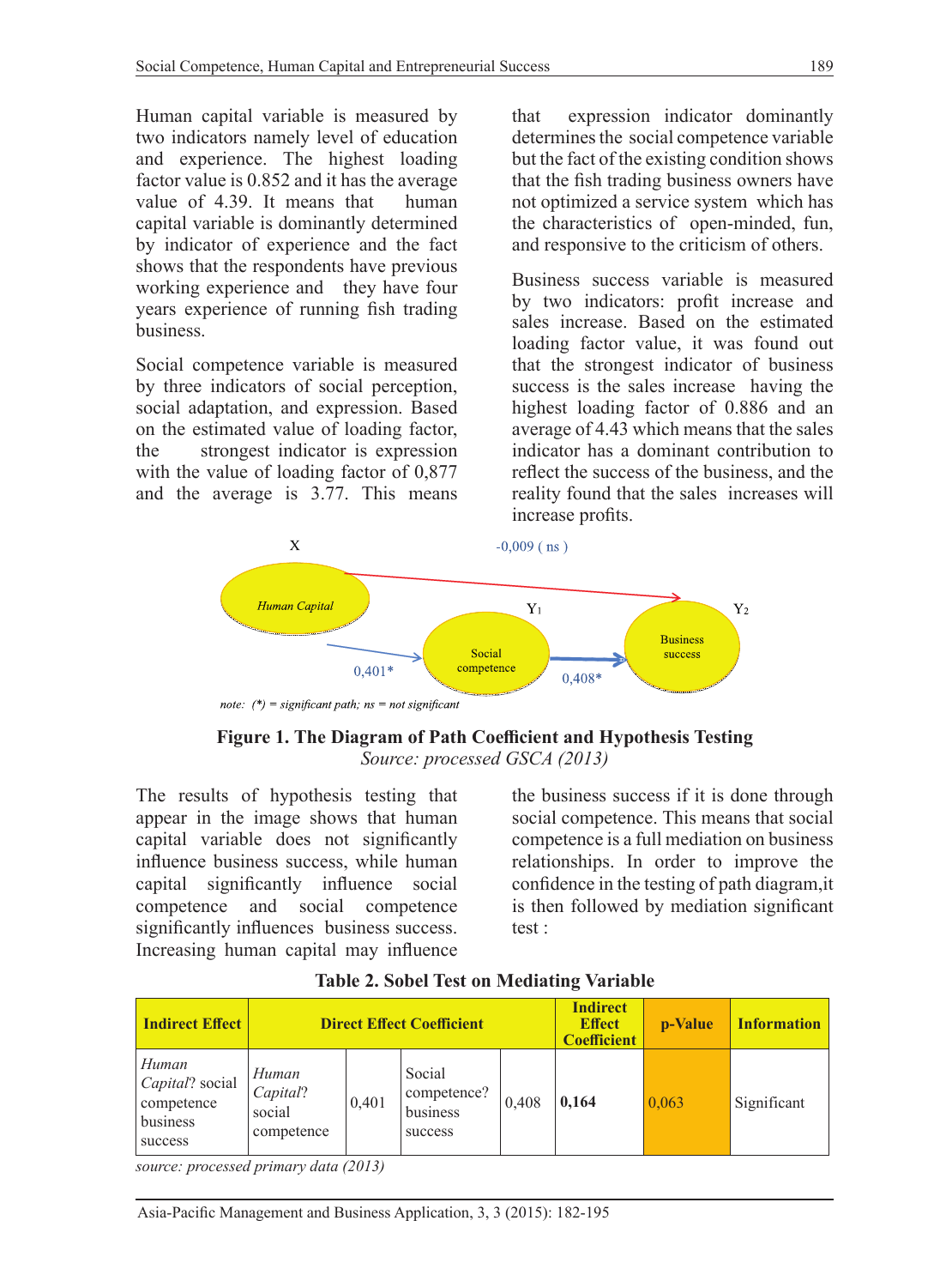Human capital variable is measured by two indicators namely level of education and experience. The highest loading factor value is 0.852 and it has the average value of 4.39. It means that human capital variable is dominantly determined by indicator of experience and the fact shows that the respondents have previous working experience and they have four years experience of running fish trading business.

Social competence variable is measured by three indicators of social perception, social adaptation, and expression. Based on the estimated value of loading factor, the strongest indicator is expression with the value of loading factor of 0,877 and the average is 3.77. This means that expression indicator dominantly determines the social competence variable but the fact of the existing condition shows that the fish trading business owners have not optimized a service system which has the characteristics of open-minded, fun, and responsive to the criticism of others.

Business success variable is measured by two indicators: profit increase and sales increase. Based on the estimated loading factor value, it was found out that the strongest indicator of business success is the sales increase having the highest loading factor of 0.886 and an average of 4.43 which means that the sales indicator has a dominant contribution to reflect the success of the business, and the reality found that the sales increases will increase profits.

X: Human Capital → Y₂: Business success: -0,009 ( ns )

X: Human Capital → Y₁: Social competence: 0,401*

Y₁: Social competence → Y₂: Business success: 0,408*

*note: (\*) = significant path; ns = not significant*

**Figure 1. The Diagram of Path Coefficient and Hypothesis Testing**

*Source: processed GSCA (2013)*

The results of hypothesis testing that appear in the image shows that human capital variable does not significantly influence business success, while human capital significantly influence social competence and social competence significantly influences business success. Increasing human capital may influence the business success if it is done through social competence. This means that social competence is a full mediation on business relationships. In order to improve the confidence in the testing of path diagram,it is then followed by mediation significant test :

**Table 2. Sobel Test on Mediating Variable**

| Indirect Effect | Direct Effect Coefficient | | | | Indirect Effect Coefficient | p-Value | Information |
|---|---|---|---|---|---|---|---|
| *Human Capital*? social competence business success | *Human Capital*? social competence | 0,401 | Social competence? business success | 0,408 | **0,164** | 0,063 | Significant |

*source: processed primary data (2013)*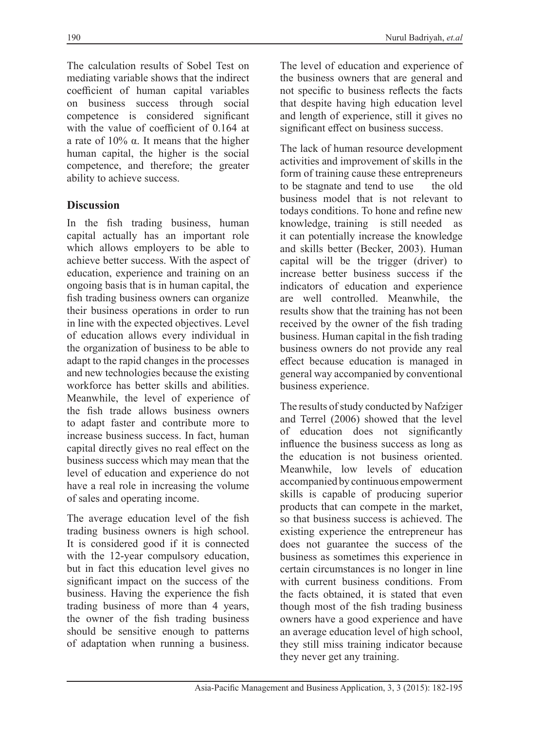The calculation results of Sobel Test on mediating variable shows that the indirect coefficient of human capital variables on business success through social competence is considered significant with the value of coefficient of 0.164 at a rate of 10% α. It means that the higher human capital, the higher is the social competence, and therefore; the greater ability to achieve success.

## Discussion

In the fish trading business, human capital actually has an important role which allows employers to be able to achieve better success. With the aspect of education, experience and training on an ongoing basis that is in human capital, the fish trading business owners can organize their business operations in order to run in line with the expected objectives. Level of education allows every individual in the organization of business to be able to adapt to the rapid changes in the processes and new technologies because the existing workforce has better skills and abilities. Meanwhile, the level of experience of the fish trade allows business owners to adapt faster and contribute more to increase business success. In fact, human capital directly gives no real effect on the business success which may mean that the level of education and experience do not have a real role in increasing the volume of sales and operating income.

The average education level of the fish trading business owners is high school. It is considered good if it is connected with the 12-year compulsory education, but in fact this education level gives no significant impact on the success of the business. Having the experience the fish trading business of more than 4 years, the owner of the fish trading business should be sensitive enough to patterns of adaptation when running a business. The level of education and experience of the business owners that are general and not specific to business reflects the facts that despite having high education level and length of experience, still it gives no significant effect on business success.

The lack of human resource development activities and improvement of skills in the form of training cause these entrepreneurs to be stagnate and tend to use the old business model that is not relevant to todays conditions. To hone and refine new knowledge, training is still needed as it can potentially increase the knowledge and skills better (Becker, 2003). Human capital will be the trigger (driver) to increase better business success if the indicators of education and experience are well controlled. Meanwhile, the results show that the training has not been received by the owner of the fish trading business. Human capital in the fish trading business owners do not provide any real effect because education is managed in general way accompanied by conventional business experience.

The results of study conducted by Nafziger and Terrel (2006) showed that the level of education does not significantly influence the business success as long as the education is not business oriented. Meanwhile, low levels of education accompanied by continuous empowerment skills is capable of producing superior products that can compete in the market, so that business success is achieved. The existing experience the entrepreneur has does not guarantee the success of the business as sometimes this experience in certain circumstances is no longer in line with current business conditions. From the facts obtained, it is stated that even though most of the fish trading business owners have a good experience and have an average education level of high school, they still miss training indicator because they never get any training.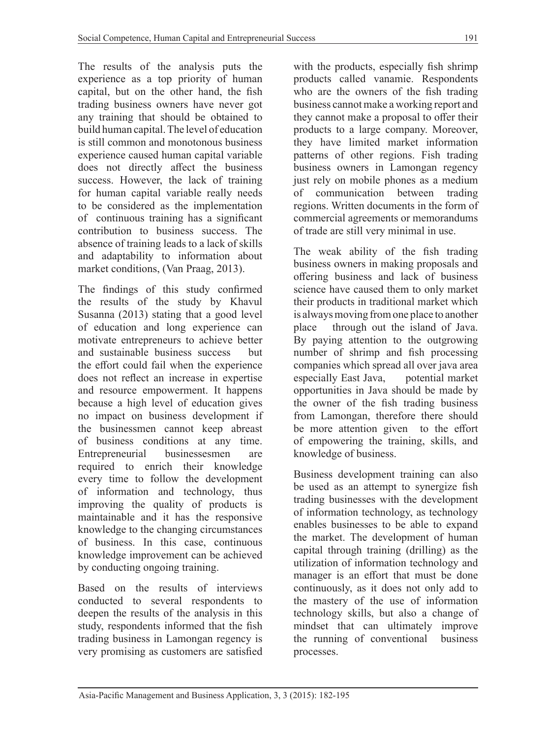The results of the analysis puts the experience as a top priority of human capital, but on the other hand, the fish trading business owners have never got any training that should be obtained to build human capital. The level of education is still common and monotonous business experience caused human capital variable does not directly affect the business success. However, the lack of training for human capital variable really needs to be considered as the implementation of continuous training has a significant contribution to business success. The absence of training leads to a lack of skills and adaptability to information about market conditions, (Van Praag, 2013).

The findings of this study confirmed the results of the study by Khavul Susanna (2013) stating that a good level of education and long experience can motivate entrepreneurs to achieve better and sustainable business success but the effort could fail when the experience does not reflect an increase in expertise and resource empowerment. It happens because a high level of education gives no impact on business development if the businessmen cannot keep abreast of business conditions at any time. Entrepreneurial businessesmen are required to enrich their knowledge every time to follow the development of information and technology, thus improving the quality of products is maintainable and it has the responsive knowledge to the changing circumstances of business. In this case, continuous knowledge improvement can be achieved by conducting ongoing training.

Based on the results of interviews conducted to several respondents to deepen the results of the analysis in this study, respondents informed that the fish trading business in Lamongan regency is very promising as customers are satisfied with the products, especially fish shrimp products called vanamie. Respondents who are the owners of the fish trading business cannot make a working report and they cannot make a proposal to offer their products to a large company. Moreover, they have limited market information patterns of other regions. Fish trading business owners in Lamongan regency just rely on mobile phones as a medium of communication between trading regions. Written documents in the form of commercial agreements or memorandums of trade are still very minimal in use.

The weak ability of the fish trading business owners in making proposals and offering business and lack of business science have caused them to only market their products in traditional market which is always moving from one place to another place through out the island of Java. By paying attention to the outgrowing number of shrimp and fish processing companies which spread all over java area especially East Java, potential market opportunities in Java should be made by the owner of the fish trading business from Lamongan, therefore there should be more attention given to the effort of empowering the training, skills, and knowledge of business.

Business development training can also be used as an attempt to synergize fish trading businesses with the development of information technology, as technology enables businesses to be able to expand the market. The development of human capital through training (drilling) as the utilization of information technology and manager is an effort that must be done continuously, as it does not only add to the mastery of the use of information technology skills, but also a change of mindset that can ultimately improve the running of conventional business processes.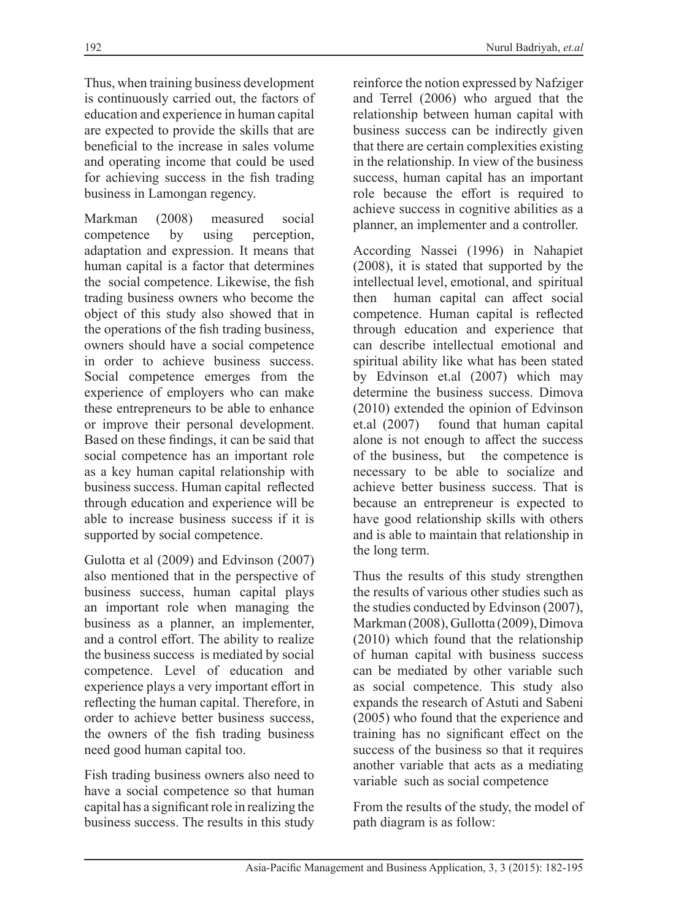Thus, when training business development is continuously carried out, the factors of education and experience in human capital are expected to provide the skills that are beneficial to the increase in sales volume and operating income that could be used for achieving success in the fish trading business in Lamongan regency.

Markman (2008) measured social competence by using perception, adaptation and expression. It means that human capital is a factor that determines the social competence. Likewise, the fish trading business owners who become the object of this study also showed that in the operations of the fish trading business, owners should have a social competence in order to achieve business success. Social competence emerges from the experience of employers who can make these entrepreneurs to be able to enhance or improve their personal development. Based on these findings, it can be said that social competence has an important role as a key human capital relationship with business success. Human capital reflected through education and experience will be able to increase business success if it is supported by social competence.

Gulotta et al (2009) and Edvinson (2007) also mentioned that in the perspective of business success, human capital plays an important role when managing the business as a planner, an implementer, and a control effort. The ability to realize the business success is mediated by social competence. Level of education and experience plays a very important effort in reflecting the human capital. Therefore, in order to achieve better business success, the owners of the fish trading business need good human capital too.

Fish trading business owners also need to have a social competence so that human capital has a significant role in realizing the business success. The results in this study reinforce the notion expressed by Nafziger and Terrel (2006) who argued that the relationship between human capital with business success can be indirectly given that there are certain complexities existing in the relationship. In view of the business success, human capital has an important role because the effort is required to achieve success in cognitive abilities as a planner, an implementer and a controller.

According Nassei (1996) in Nahapiet (2008), it is stated that supported by the intellectual level, emotional, and spiritual then human capital can affect social competence. Human capital is reflected through education and experience that can describe intellectual emotional and spiritual ability like what has been stated by Edvinson et.al (2007) which may determine the business success. Dimova (2010) extended the opinion of Edvinson et.al (2007) found that human capital alone is not enough to affect the success of the business, but the competence is necessary to be able to socialize and achieve better business success. That is because an entrepreneur is expected to have good relationship skills with others and is able to maintain that relationship in the long term.

Thus the results of this study strengthen the results of various other studies such as the studies conducted by Edvinson (2007), Markman (2008), Gullotta (2009), Dimova (2010) which found that the relationship of human capital with business success can be mediated by other variable such as social competence. This study also expands the research of Astuti and Sabeni (2005) who found that the experience and training has no significant effect on the success of the business so that it requires another variable that acts as a mediating variable such as social competence

From the results of the study, the model of path diagram is as follow: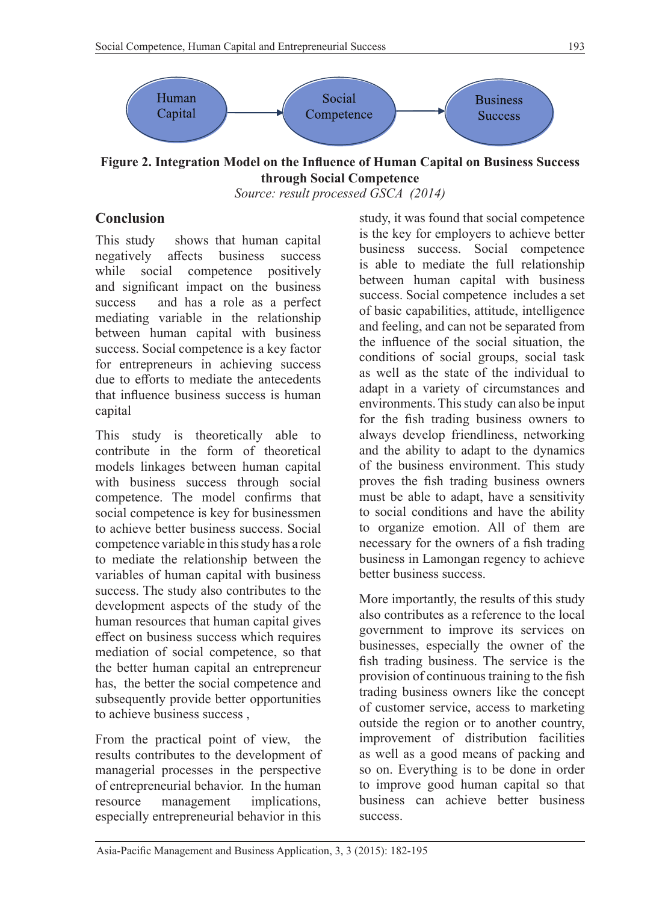**Figure 2. Integration Model on the Influence of Human Capital on Business Success through Social Competence**

*Source: result processed GSCA (2014)*

## Conclusion

This study shows that human capital negatively affects business success while social competence positively and significant impact on the business success and has a role as a perfect mediating variable in the relationship between human capital with business success. Social competence is a key factor for entrepreneurs in achieving success due to efforts to mediate the antecedents that influence business success is human capital

This study is theoretically able to contribute in the form of theoretical models linkages between human capital with business success through social competence. The model confirms that social competence is key for businessmen to achieve better business success. Social competence variable in this study has a role to mediate the relationship between the variables of human capital with business success. The study also contributes to the development aspects of the study of the human resources that human capital gives effect on business success which requires mediation of social competence, so that the better human capital an entrepreneur has, the better the social competence and subsequently provide better opportunities to achieve business success ,

From the practical point of view, the results contributes to the development of managerial processes in the perspective of entrepreneurial behavior. In the human resource management implications, especially entrepreneurial behavior in this study, it was found that social competence is the key for employers to achieve better business success. Social competence is able to mediate the full relationship between human capital with business success. Social competence includes a set of basic capabilities, attitude, intelligence and feeling, and can not be separated from the influence of the social situation, the conditions of social groups, social task as well as the state of the individual to adapt in a variety of circumstances and environments. This study can also be input for the fish trading business owners to always develop friendliness, networking and the ability to adapt to the dynamics of the business environment. This study proves the fish trading business owners must be able to adapt, have a sensitivity to social conditions and have the ability to organize emotion. All of them are necessary for the owners of a fish trading business in Lamongan regency to achieve better business success.

More importantly, the results of this study also contributes as a reference to the local government to improve its services on businesses, especially the owner of the fish trading business. The service is the provision of continuous training to the fish trading business owners like the concept of customer service, access to marketing outside the region or to another country, improvement of distribution facilities as well as a good means of packing and so on. Everything is to be done in order to improve good human capital so that business can achieve better business success.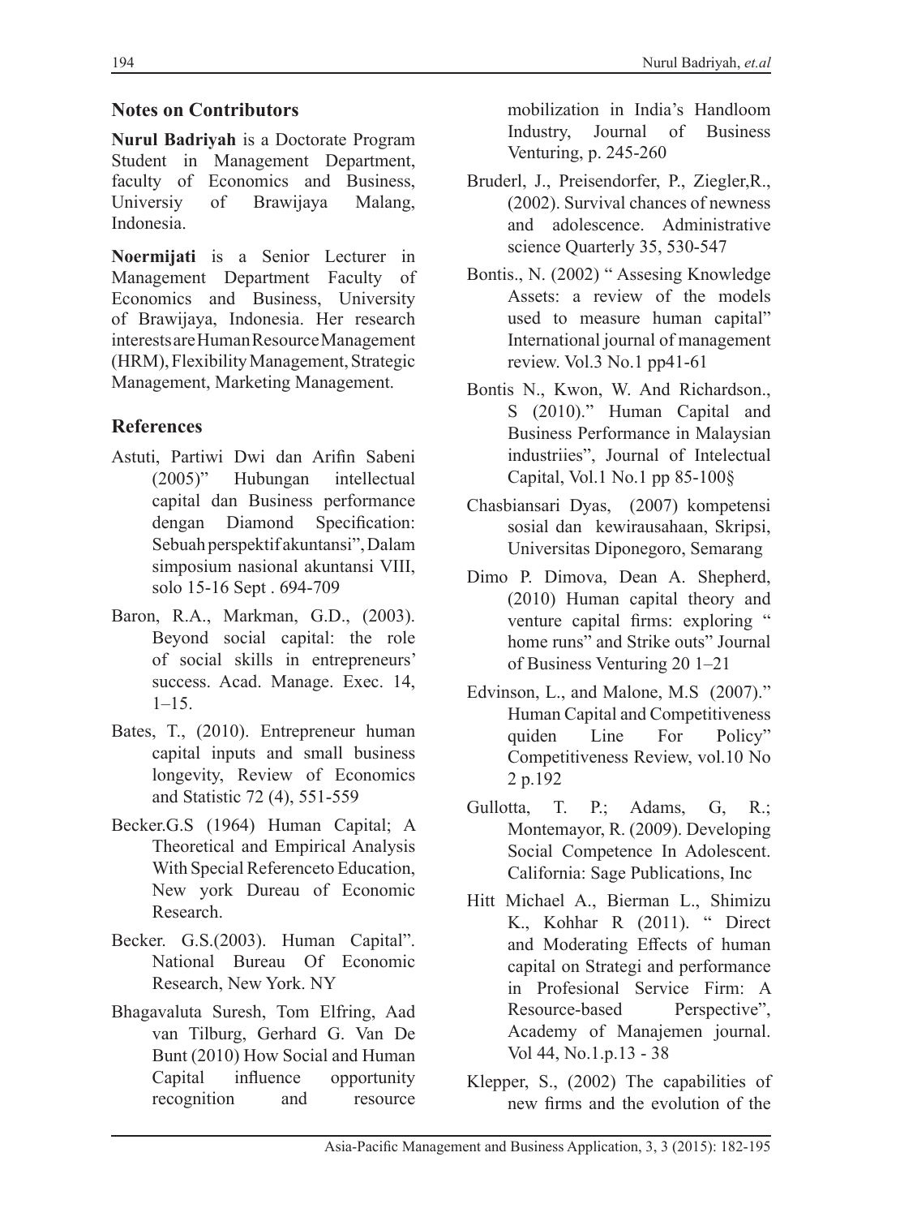## Notes on Contributors

**Nurul Badriyah** is a Doctorate Program Student in Management Department, faculty of Economics and Business, Universiy of Brawijaya Malang, Indonesia.

**Noermijati** is a Senior Lecturer in Management Department Faculty of Economics and Business, University of Brawijaya, Indonesia. Her research interests are Human Resource Management (HRM), Flexibility Management, Strategic Management, Marketing Management.

## References

Astuti, Partiwi Dwi dan Arifin Sabeni (2005)" Hubungan intellectual capital dan Business performance dengan Diamond Specification: Sebuah perspektif akuntansi", Dalam simposium nasional akuntansi VIII, solo 15-16 Sept . 694-709

Baron, R.A., Markman, G.D., (2003). Beyond social capital: the role of social skills in entrepreneurs' success. Acad. Manage. Exec. 14, 1–15.

Bates, T., (2010). Entrepreneur human capital inputs and small business longevity, Review of Economics and Statistic 72 (4), 551-559

Becker.G.S (1964) Human Capital; A Theoretical and Empirical Analysis With Special Referenceto Education, New york Dureau of Economic Research.

Becker. G.S.(2003). Human Capital". National Bureau Of Economic Research, New York. NY

Bhagavaluta Suresh, Tom Elfring, Aad van Tilburg, Gerhard G. Van De Bunt (2010) How Social and Human Capital influence opportunity recognition and resource mobilization in India's Handloom Industry, Journal of Business Venturing, p. 245-260

Bruderl, J., Preisendorfer, P., Ziegler,R., (2002). Survival chances of newness and adolescence. Administrative science Quarterly 35, 530-547

Bontis., N. (2002) " Assesing Knowledge Assets: a review of the models used to measure human capital" International journal of management review. Vol.3 No.1 pp41-61

Bontis N., Kwon, W. And Richardson., S (2010)." Human Capital and Business Performance in Malaysian industriies", Journal of Intelectual Capital, Vol.1 No.1 pp 85-100§

Chasbiansari Dyas, (2007) kompetensi sosial dan kewirausahaan, Skripsi, Universitas Diponegoro, Semarang

Dimo P. Dimova, Dean A. Shepherd, (2010) Human capital theory and venture capital firms: exploring " home runs" and Strike outs" Journal of Business Venturing 20 1–21

Edvinson, L., and Malone, M.S (2007)." Human Capital and Competitiveness quiden Line For Policy" Competitiveness Review, vol.10 No 2 p.192

Gullotta, T. P.; Adams, G, R.; Montemayor, R. (2009). Developing Social Competence In Adolescent. California: Sage Publications, Inc

Hitt Michael A., Bierman L., Shimizu K., Kohhar R (2011). " Direct and Moderating Effects of human capital on Strategi and performance in Profesional Service Firm: A Resource-based Perspective", Academy of Manajemen journal. Vol 44, No.1.p.13 - 38

Klepper, S., (2002) The capabilities of new firms and the evolution of the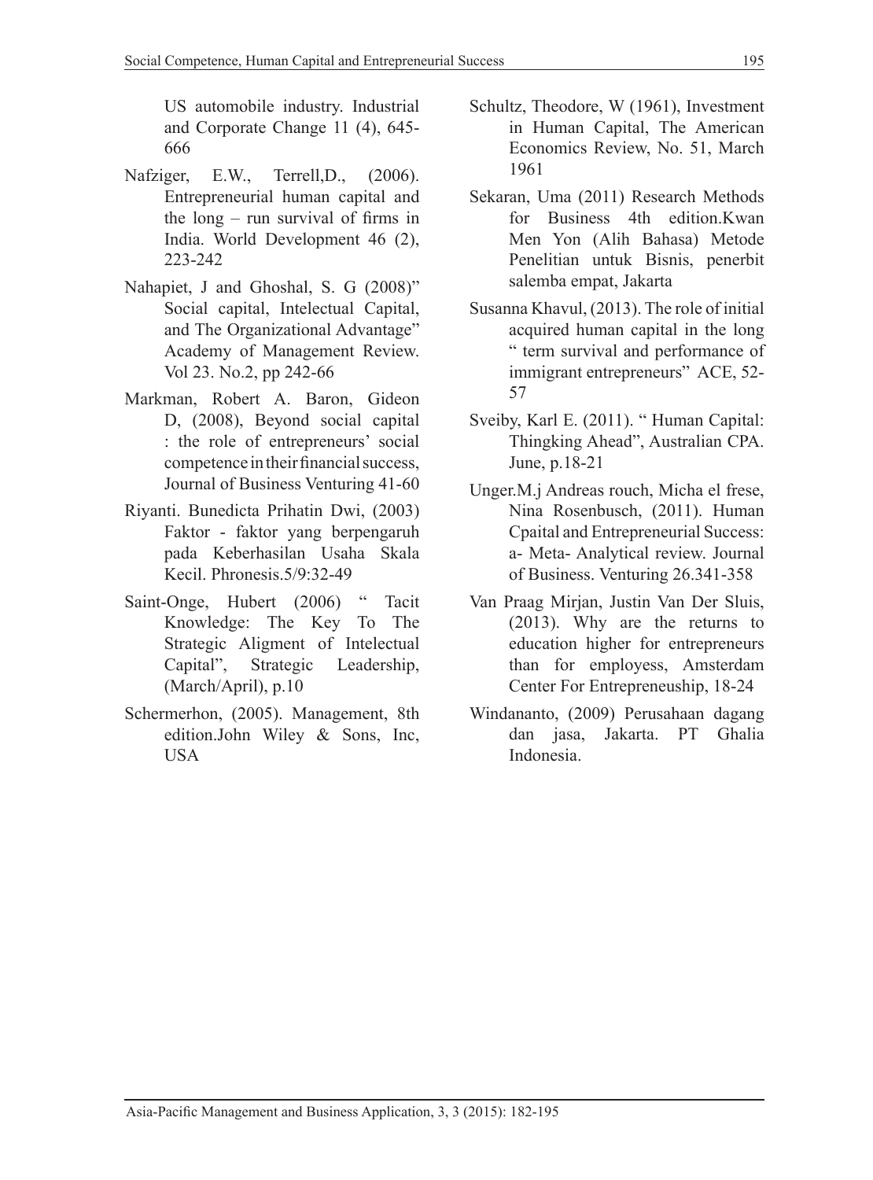US automobile industry. Industrial and Corporate Change 11 (4), 645-666

Nafziger, E.W., Terrell,D., (2006). Entrepreneurial human capital and the long – run survival of firms in India. World Development 46 (2), 223-242

Nahapiet, J and Ghoshal, S. G (2008)" Social capital, Intelectual Capital, and The Organizational Advantage" Academy of Management Review. Vol 23. No.2, pp 242-66

Markman, Robert A. Baron, Gideon D, (2008), Beyond social capital : the role of entrepreneurs' social competence in their financial success, Journal of Business Venturing 41-60

Riyanti. Bunedicta Prihatin Dwi, (2003) Faktor - faktor yang berpengaruh pada Keberhasilan Usaha Skala Kecil. Phronesis.5/9:32-49

Saint-Onge, Hubert (2006) " Tacit Knowledge: The Key To The Strategic Aligment of Intelectual Capital", Strategic Leadership, (March/April), p.10

Schermerhon, (2005). Management, 8th edition.John Wiley & Sons, Inc, USA

Schultz, Theodore, W (1961), Investment in Human Capital, The American Economics Review, No. 51, March 1961

Sekaran, Uma (2011) Research Methods for Business 4th edition.Kwan Men Yon (Alih Bahasa) Metode Penelitian untuk Bisnis, penerbit salemba empat, Jakarta

Susanna Khavul, (2013). The role of initial acquired human capital in the long " term survival and performance of immigrant entrepreneurs" ACE, 52-57

Sveiby, Karl E. (2011). " Human Capital: Thingking Ahead", Australian CPA. June, p.18-21

Unger.M.j Andreas rouch, Micha el frese, Nina Rosenbusch, (2011). Human Cpaital and Entrepreneurial Success: a- Meta- Analytical review. Journal of Business. Venturing 26.341-358

Van Praag Mirjan, Justin Van Der Sluis, (2013). Why are the returns to education higher for entrepreneurs than for employess, Amsterdam Center For Entrepreneuship, 18-24

Windananto, (2009) Perusahaan dagang dan jasa, Jakarta. PT Ghalia Indonesia.